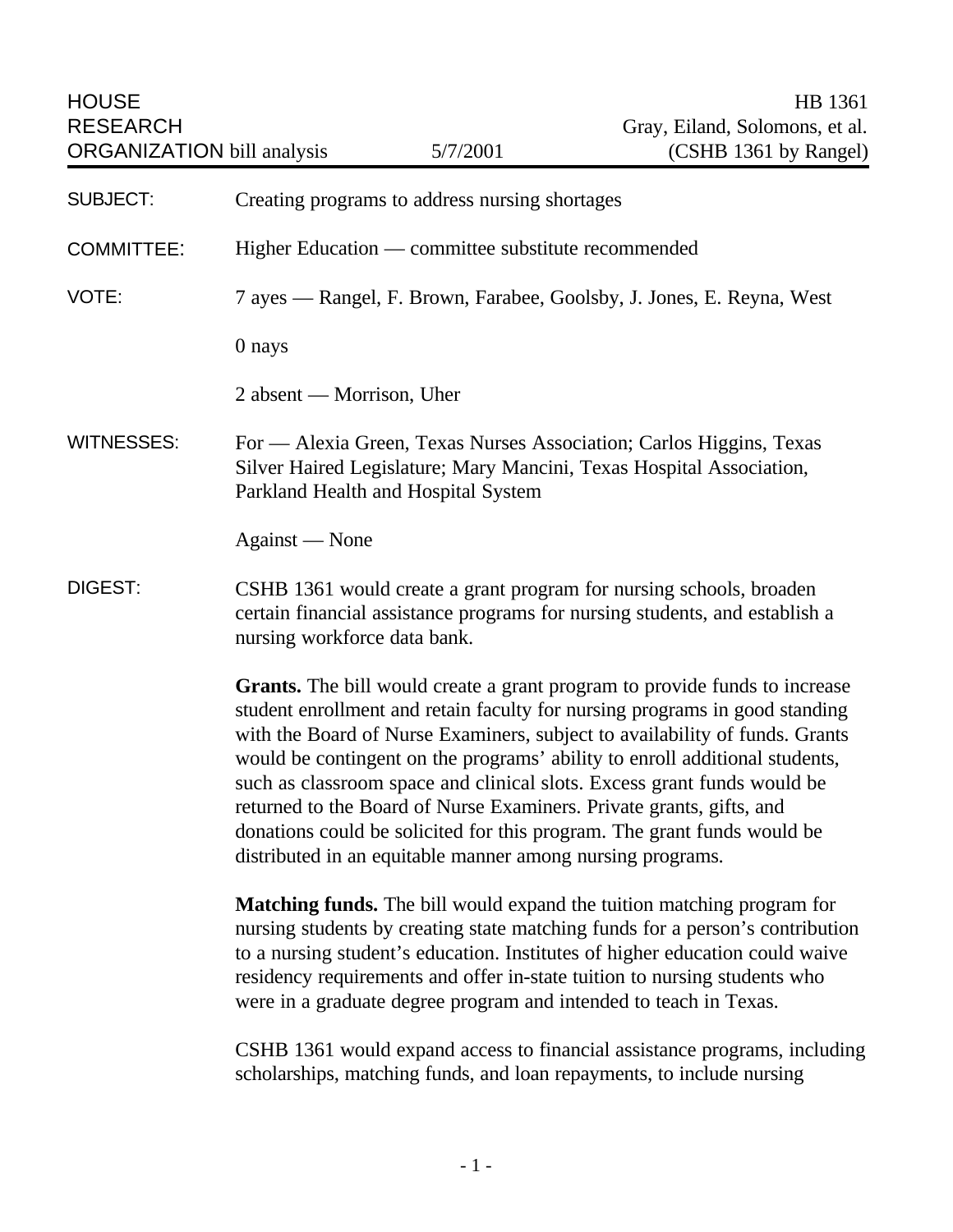HOUSE RESEARCH ORGANIZATION bill analysis — 5/7/2001

HB 1361
Gray, Eiland, Solomons, et al.
(CSHB 1361 by Rangel)

**SUBJECT:** Creating programs to address nursing shortages

**COMMITTEE:** Higher Education — committee substitute recommended

**VOTE:** 7 ayes — Rangel, F. Brown, Farabee, Goolsby, J. Jones, E. Reyna, West

0 nays

2 absent — Morrison, Uher

**WITNESSES:** For — Alexia Green, Texas Nurses Association; Carlos Higgins, Texas Silver Haired Legislature; Mary Mancini, Texas Hospital Association, Parkland Health and Hospital System

Against — None

**DIGEST:** CSHB 1361 would create a grant program for nursing schools, broaden certain financial assistance programs for nursing students, and establish a nursing workforce data bank.

**Grants.** The bill would create a grant program to provide funds to increase student enrollment and retain faculty for nursing programs in good standing with the Board of Nurse Examiners, subject to availability of funds. Grants would be contingent on the programs' ability to enroll additional students, such as classroom space and clinical slots. Excess grant funds would be returned to the Board of Nurse Examiners. Private grants, gifts, and donations could be solicited for this program. The grant funds would be distributed in an equitable manner among nursing programs.

**Matching funds.** The bill would expand the tuition matching program for nursing students by creating state matching funds for a person's contribution to a nursing student's education. Institutes of higher education could waive residency requirements and offer in-state tuition to nursing students who were in a graduate degree program and intended to teach in Texas.

CSHB 1361 would expand access to financial assistance programs, including scholarships, matching funds, and loan repayments, to include nursing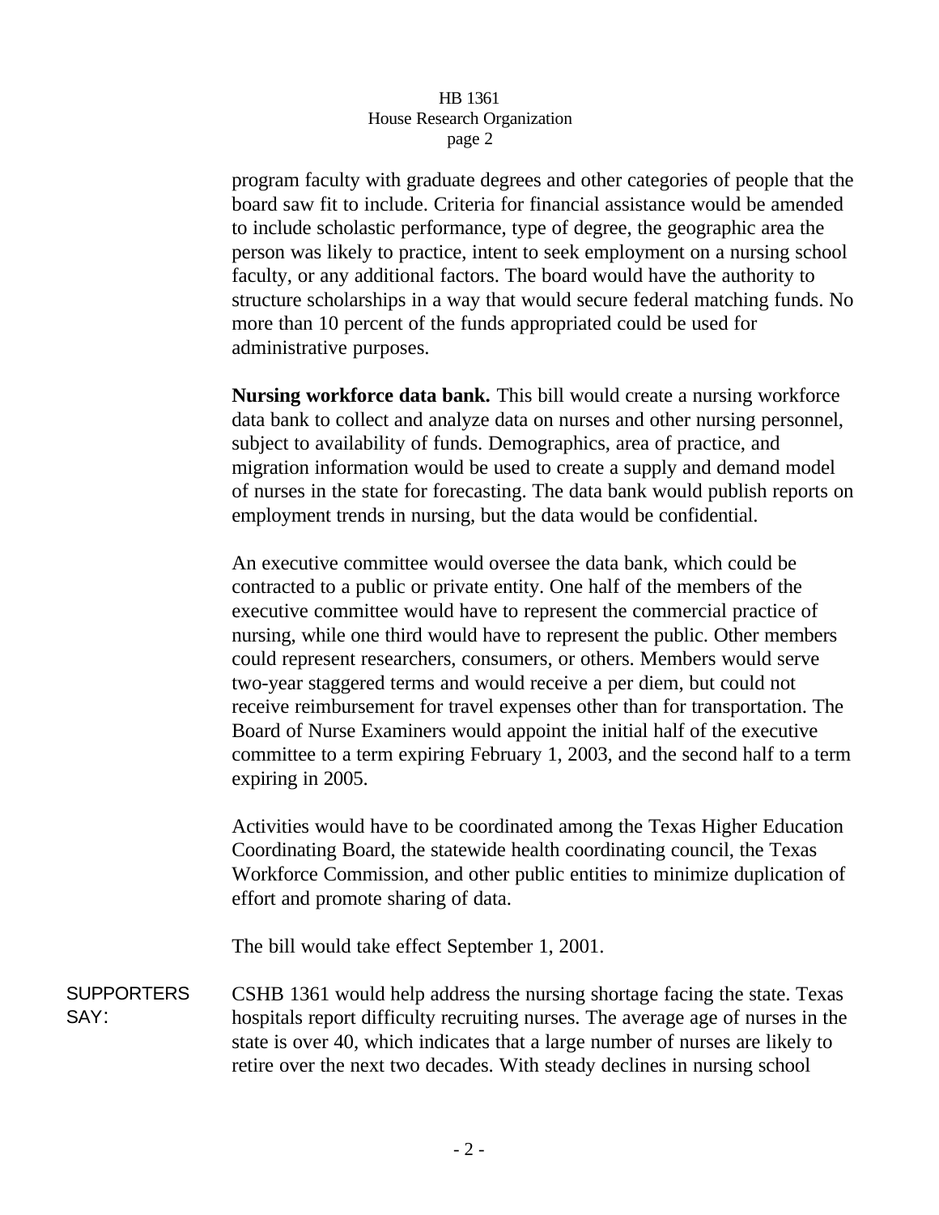program faculty with graduate degrees and other categories of people that the board saw fit to include. Criteria for financial assistance would be amended to include scholastic performance, type of degree, the geographic area the person was likely to practice, intent to seek employment on a nursing school faculty, or any additional factors. The board would have the authority to structure scholarships in a way that would secure federal matching funds. No more than 10 percent of the funds appropriated could be used for administrative purposes.

**Nursing workforce data bank.** This bill would create a nursing workforce data bank to collect and analyze data on nurses and other nursing personnel, subject to availability of funds. Demographics, area of practice, and migration information would be used to create a supply and demand model of nurses in the state for forecasting. The data bank would publish reports on employment trends in nursing, but the data would be confidential.

An executive committee would oversee the data bank, which could be contracted to a public or private entity. One half of the members of the executive committee would have to represent the commercial practice of nursing, while one third would have to represent the public. Other members could represent researchers, consumers, or others. Members would serve two-year staggered terms and would receive a per diem, but could not receive reimbursement for travel expenses other than for transportation. The Board of Nurse Examiners would appoint the initial half of the executive committee to a term expiring February 1, 2003, and the second half to a term expiring in 2005.

Activities would have to be coordinated among the Texas Higher Education Coordinating Board, the statewide health coordinating council, the Texas Workforce Commission, and other public entities to minimize duplication of effort and promote sharing of data.

The bill would take effect September 1, 2001.

SUPPORTERS SAY:

CSHB 1361 would help address the nursing shortage facing the state. Texas hospitals report difficulty recruiting nurses. The average age of nurses in the state is over 40, which indicates that a large number of nurses are likely to retire over the next two decades. With steady declines in nursing school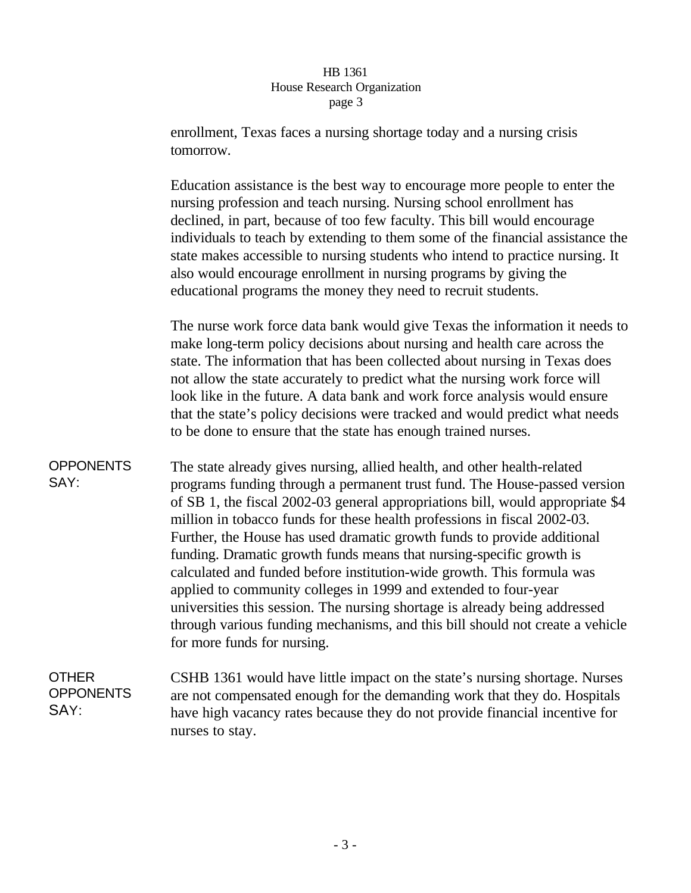enrollment, Texas faces a nursing shortage today and a nursing crisis tomorrow.

Education assistance is the best way to encourage more people to enter the nursing profession and teach nursing. Nursing school enrollment has declined, in part, because of too few faculty. This bill would encourage individuals to teach by extending to them some of the financial assistance the state makes accessible to nursing students who intend to practice nursing. It also would encourage enrollment in nursing programs by giving the educational programs the money they need to recruit students.

The nurse work force data bank would give Texas the information it needs to make long-term policy decisions about nursing and health care across the state. The information that has been collected about nursing in Texas does not allow the state accurately to predict what the nursing work force will look like in the future. A data bank and work force analysis would ensure that the state's policy decisions were tracked and would predict what needs to be done to ensure that the state has enough trained nurses.

**OPPONENTS SAY:**

The state already gives nursing, allied health, and other health-related programs funding through a permanent trust fund. The House-passed version of SB 1, the fiscal 2002-03 general appropriations bill, would appropriate $4 million in tobacco funds for these health professions in fiscal 2002-03. Further, the House has used dramatic growth funds to provide additional funding. Dramatic growth funds means that nursing-specific growth is calculated and funded before institution-wide growth. This formula was applied to community colleges in 1999 and extended to four-year universities this session. The nursing shortage is already being addressed through various funding mechanisms, and this bill should not create a vehicle for more funds for nursing.

**OTHER OPPONENTS SAY:**

CSHB 1361 would have little impact on the state's nursing shortage. Nurses are not compensated enough for the demanding work that they do. Hospitals have high vacancy rates because they do not provide financial incentive for nurses to stay.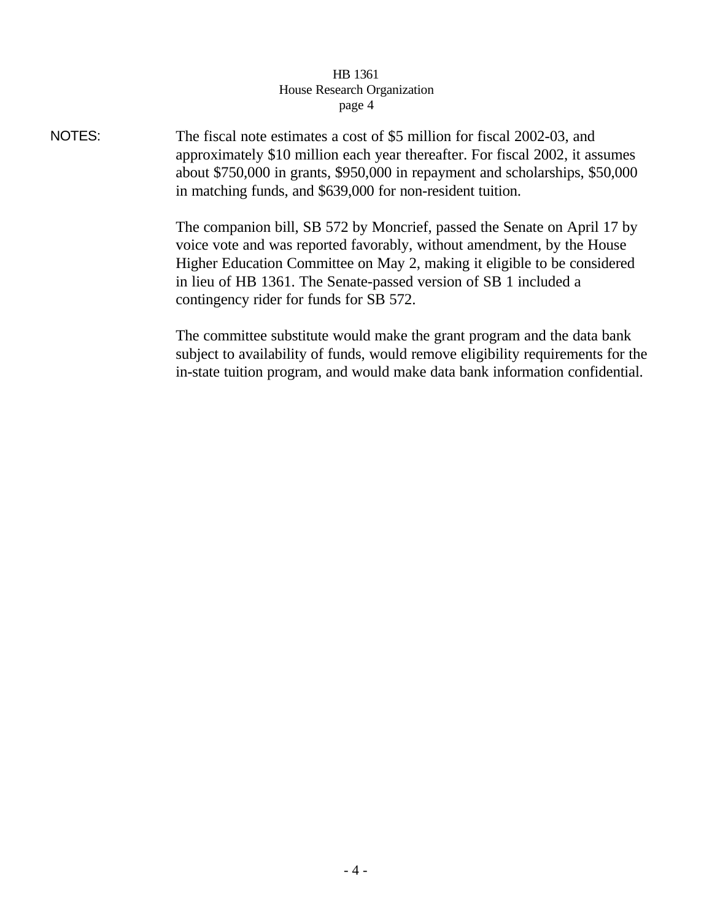NOTES:

The fiscal note estimates a cost of $5 million for fiscal 2002-03, and approximately $10 million each year thereafter. For fiscal 2002, it assumes about $750,000 in grants, $950,000 in repayment and scholarships, $50,000 in matching funds, and $639,000 for non-resident tuition.

The companion bill, SB 572 by Moncrief, passed the Senate on April 17 by voice vote and was reported favorably, without amendment, by the House Higher Education Committee on May 2, making it eligible to be considered in lieu of HB 1361. The Senate-passed version of SB 1 included a contingency rider for funds for SB 572.

The committee substitute would make the grant program and the data bank subject to availability of funds, would remove eligibility requirements for the in-state tuition program, and would make data bank information confidential.